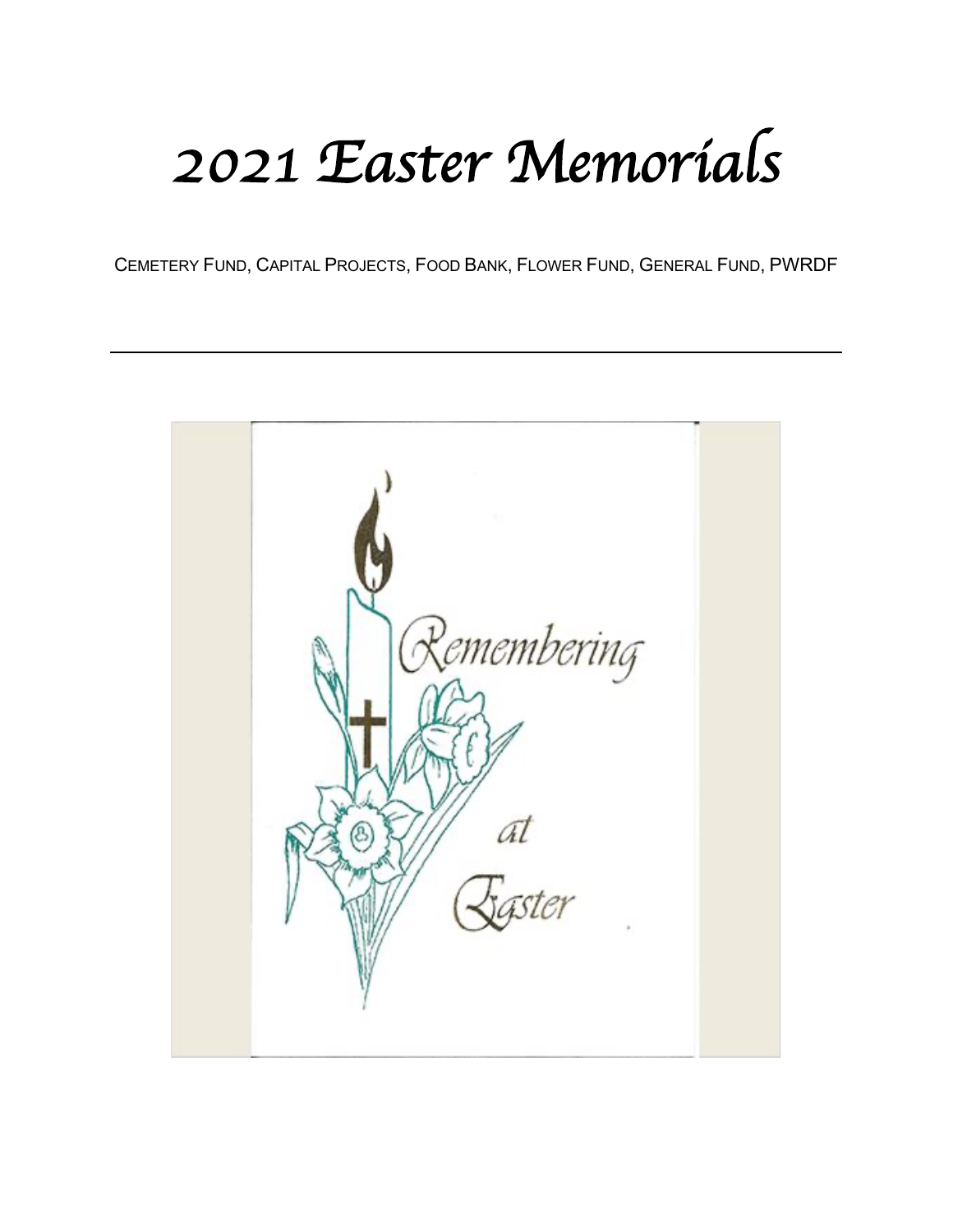# *2021 Easter Memorials*

CEMETERY FUND, CAPITAL PROJECTS, FOOD BANK, FLOWER FUND, GENERAL FUND, PWRDF

---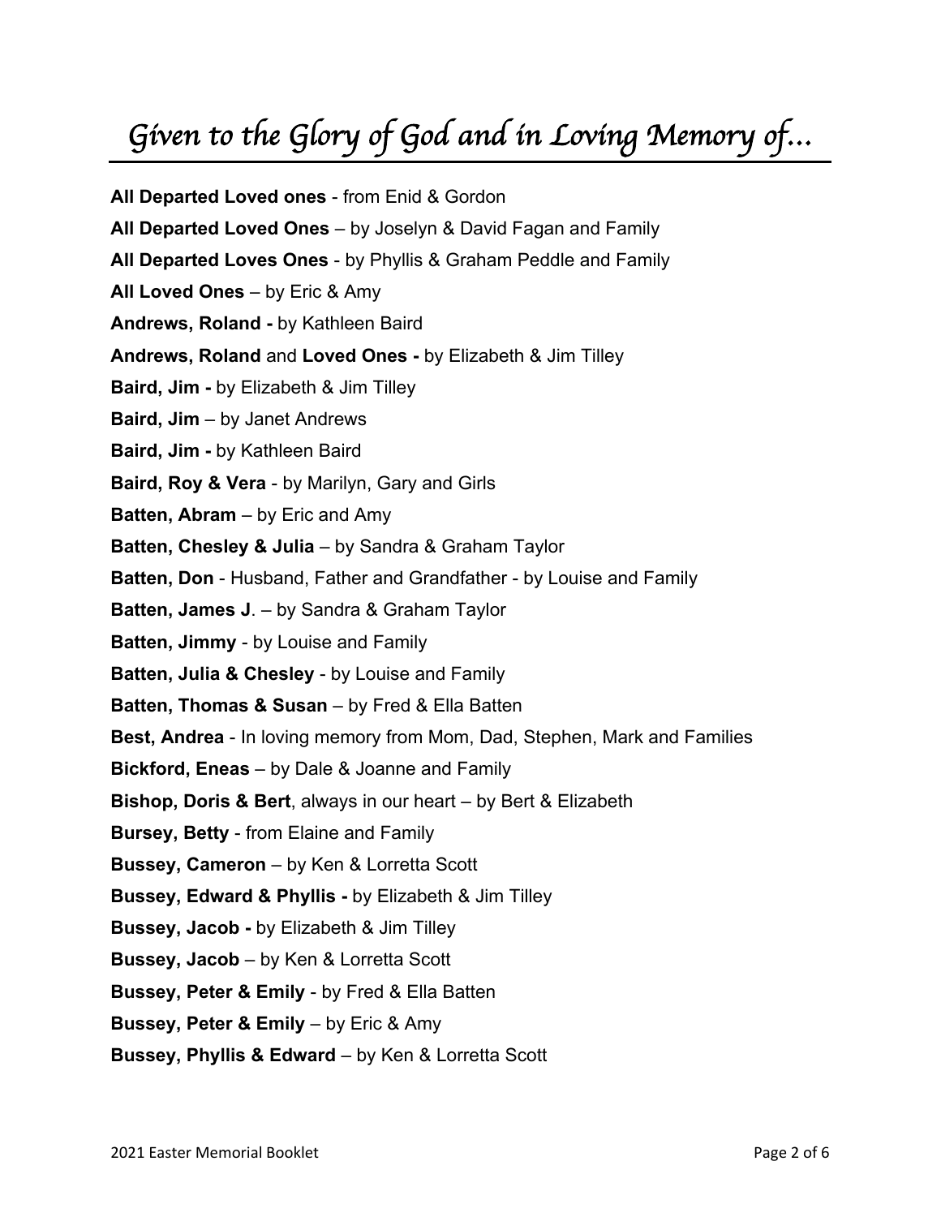# *Given to the Glory of God and in Loving Memory of…*

**All Departed Loved ones** - from Enid & Gordon

**All Departed Loved Ones** – by Joselyn & David Fagan and Family

**All Departed Loves Ones** - by Phyllis & Graham Peddle and Family

**All Loved Ones** – by Eric & Amy

**Andrews, Roland -** by Kathleen Baird

**Andrews, Roland** and **Loved Ones -** by Elizabeth & Jim Tilley

**Baird, Jim -** by Elizabeth & Jim Tilley

**Baird, Jim** – by Janet Andrews

**Baird, Jim -** by Kathleen Baird

**Baird, Roy & Vera** - by Marilyn, Gary and Girls

**Batten, Abram** – by Eric and Amy

**Batten, Chesley & Julia** – by Sandra & Graham Taylor

**Batten, Don** - Husband, Father and Grandfather - by Louise and Family

**Batten, James J**. – by Sandra & Graham Taylor

**Batten, Jimmy** - by Louise and Family

**Batten, Julia & Chesley** - by Louise and Family

**Batten, Thomas & Susan** – by Fred & Ella Batten

**Best, Andrea** - In loving memory from Mom, Dad, Stephen, Mark and Families

**Bickford, Eneas** – by Dale & Joanne and Family

**Bishop, Doris & Bert**, always in our heart – by Bert & Elizabeth

**Bursey, Betty** - from Elaine and Family

**Bussey, Cameron** – by Ken & Lorretta Scott

**Bussey, Edward & Phyllis -** by Elizabeth & Jim Tilley

**Bussey, Jacob -** by Elizabeth & Jim Tilley

**Bussey, Jacob** – by Ken & Lorretta Scott

**Bussey, Peter & Emily** - by Fred & Ella Batten

**Bussey, Peter & Emily** – by Eric & Amy

**Bussey, Phyllis & Edward** – by Ken & Lorretta Scott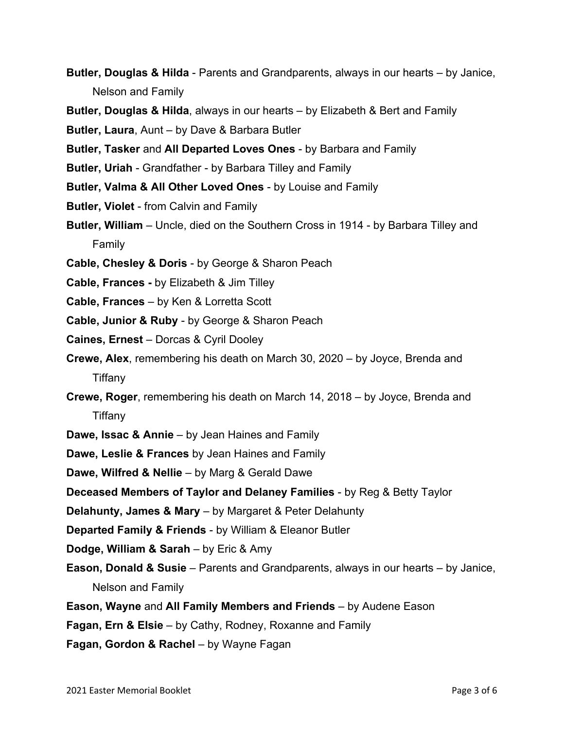**Butler, Douglas & Hilda** - Parents and Grandparents, always in our hearts – by Janice, Nelson and Family

**Butler, Douglas & Hilda**, always in our hearts – by Elizabeth & Bert and Family

**Butler, Laura**, Aunt – by Dave & Barbara Butler

**Butler, Tasker** and **All Departed Loves Ones** - by Barbara and Family

**Butler, Uriah** - Grandfather - by Barbara Tilley and Family

**Butler, Valma & All Other Loved Ones** - by Louise and Family

**Butler, Violet** - from Calvin and Family

**Butler, William** – Uncle, died on the Southern Cross in 1914 - by Barbara Tilley and Family

**Cable, Chesley & Doris** - by George & Sharon Peach

**Cable, Frances -** by Elizabeth & Jim Tilley

**Cable, Frances** – by Ken & Lorretta Scott

**Cable, Junior & Ruby** - by George & Sharon Peach

**Caines, Ernest** – Dorcas & Cyril Dooley

**Crewe, Alex**, remembering his death on March 30, 2020 – by Joyce, Brenda and Tiffany

**Crewe, Roger**, remembering his death on March 14, 2018 – by Joyce, Brenda and Tiffany

**Dawe, Issac & Annie** – by Jean Haines and Family

**Dawe, Leslie & Frances** by Jean Haines and Family

**Dawe, Wilfred & Nellie** – by Marg & Gerald Dawe

**Deceased Members of Taylor and Delaney Families** - by Reg & Betty Taylor

**Delahunty, James & Mary** – by Margaret & Peter Delahunty

**Departed Family & Friends** - by William & Eleanor Butler

**Dodge, William & Sarah** – by Eric & Amy

**Eason, Donald & Susie** – Parents and Grandparents, always in our hearts – by Janice, Nelson and Family

**Eason, Wayne** and **All Family Members and Friends** – by Audene Eason

**Fagan, Ern & Elsie** – by Cathy, Rodney, Roxanne and Family

**Fagan, Gordon & Rachel** – by Wayne Fagan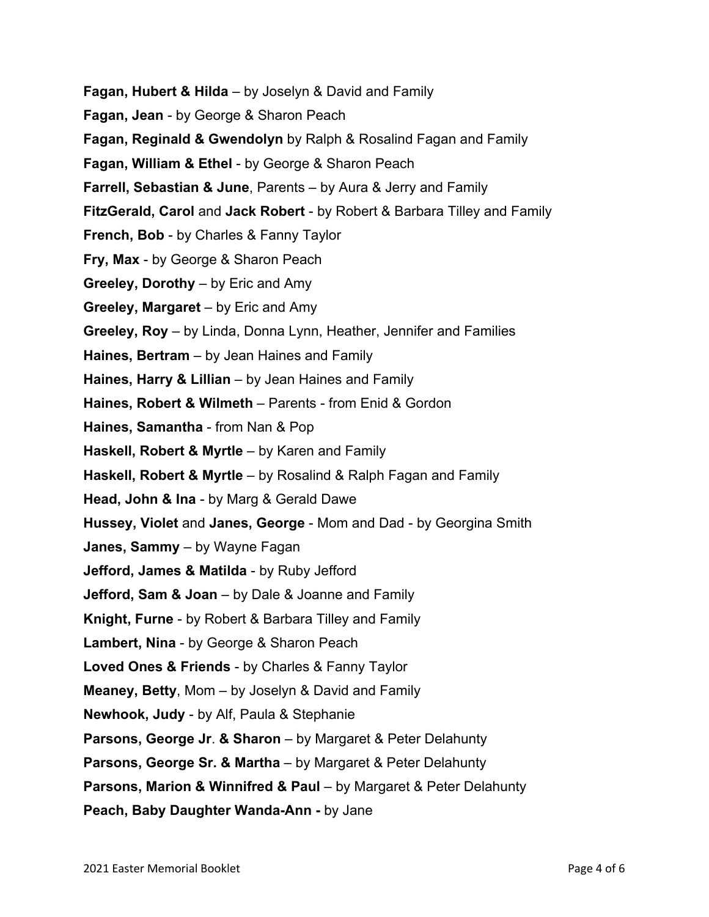**Fagan, Hubert & Hilda** – by Joselyn & David and Family

**Fagan, Jean** - by George & Sharon Peach

**Fagan, Reginald & Gwendolyn** by Ralph & Rosalind Fagan and Family

**Fagan, William & Ethel** - by George & Sharon Peach

**Farrell, Sebastian & June**, Parents – by Aura & Jerry and Family

**FitzGerald, Carol** and **Jack Robert** - by Robert & Barbara Tilley and Family

**French, Bob** - by Charles & Fanny Taylor

**Fry, Max** - by George & Sharon Peach

**Greeley, Dorothy** – by Eric and Amy

**Greeley, Margaret** – by Eric and Amy

**Greeley, Roy** – by Linda, Donna Lynn, Heather, Jennifer and Families

**Haines, Bertram** – by Jean Haines and Family

**Haines, Harry & Lillian** – by Jean Haines and Family

**Haines, Robert & Wilmeth** – Parents - from Enid & Gordon

**Haines, Samantha** - from Nan & Pop

**Haskell, Robert & Myrtle** – by Karen and Family

**Haskell, Robert & Myrtle** – by Rosalind & Ralph Fagan and Family

**Head, John & Ina** - by Marg & Gerald Dawe

**Hussey, Violet** and **Janes, George** - Mom and Dad - by Georgina Smith

**Janes, Sammy** – by Wayne Fagan

**Jefford, James & Matilda** - by Ruby Jefford

**Jefford, Sam & Joan** – by Dale & Joanne and Family

**Knight, Furne** - by Robert & Barbara Tilley and Family

**Lambert, Nina** - by George & Sharon Peach

**Loved Ones & Friends** - by Charles & Fanny Taylor

**Meaney, Betty**, Mom – by Joselyn & David and Family

**Newhook, Judy** - by Alf, Paula & Stephanie

**Parsons, George Jr**. **& Sharon** – by Margaret & Peter Delahunty

**Parsons, George Sr. & Martha** – by Margaret & Peter Delahunty

**Parsons, Marion & Winnifred & Paul** – by Margaret & Peter Delahunty

**Peach, Baby Daughter Wanda-Ann -** by Jane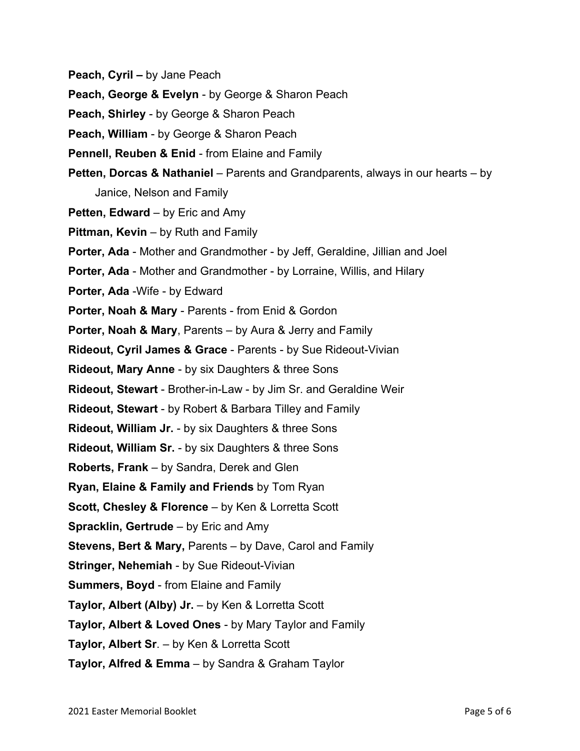**Peach, Cyril –** by Jane Peach

**Peach, George & Evelyn** - by George & Sharon Peach

**Peach, Shirley** - by George & Sharon Peach

**Peach, William** - by George & Sharon Peach

**Pennell, Reuben & Enid** - from Elaine and Family

**Petten, Dorcas & Nathaniel** – Parents and Grandparents, always in our hearts – by Janice, Nelson and Family

**Petten, Edward** – by Eric and Amy

**Pittman, Kevin** – by Ruth and Family

**Porter, Ada** - Mother and Grandmother - by Jeff, Geraldine, Jillian and Joel

**Porter, Ada** - Mother and Grandmother - by Lorraine, Willis, and Hilary

**Porter, Ada** -Wife - by Edward

**Porter, Noah & Mary** - Parents - from Enid & Gordon

**Porter, Noah & Mary**, Parents – by Aura & Jerry and Family

**Rideout, Cyril James & Grace** - Parents - by Sue Rideout-Vivian

**Rideout, Mary Anne** - by six Daughters & three Sons

**Rideout, Stewart** - Brother-in-Law - by Jim Sr. and Geraldine Weir

**Rideout, Stewart** - by Robert & Barbara Tilley and Family

**Rideout, William Jr.** - by six Daughters & three Sons

**Rideout, William Sr.** - by six Daughters & three Sons

**Roberts, Frank** – by Sandra, Derek and Glen

**Ryan, Elaine & Family and Friends** by Tom Ryan

**Scott, Chesley & Florence** – by Ken & Lorretta Scott

**Spracklin, Gertrude** – by Eric and Amy

**Stevens, Bert & Mary,** Parents – by Dave, Carol and Family

**Stringer, Nehemiah** - by Sue Rideout-Vivian

**Summers, Boyd** - from Elaine and Family

**Taylor, Albert (Alby) Jr.** – by Ken & Lorretta Scott

**Taylor, Albert & Loved Ones** - by Mary Taylor and Family

**Taylor, Albert Sr**. – by Ken & Lorretta Scott

**Taylor, Alfred & Emma** – by Sandra & Graham Taylor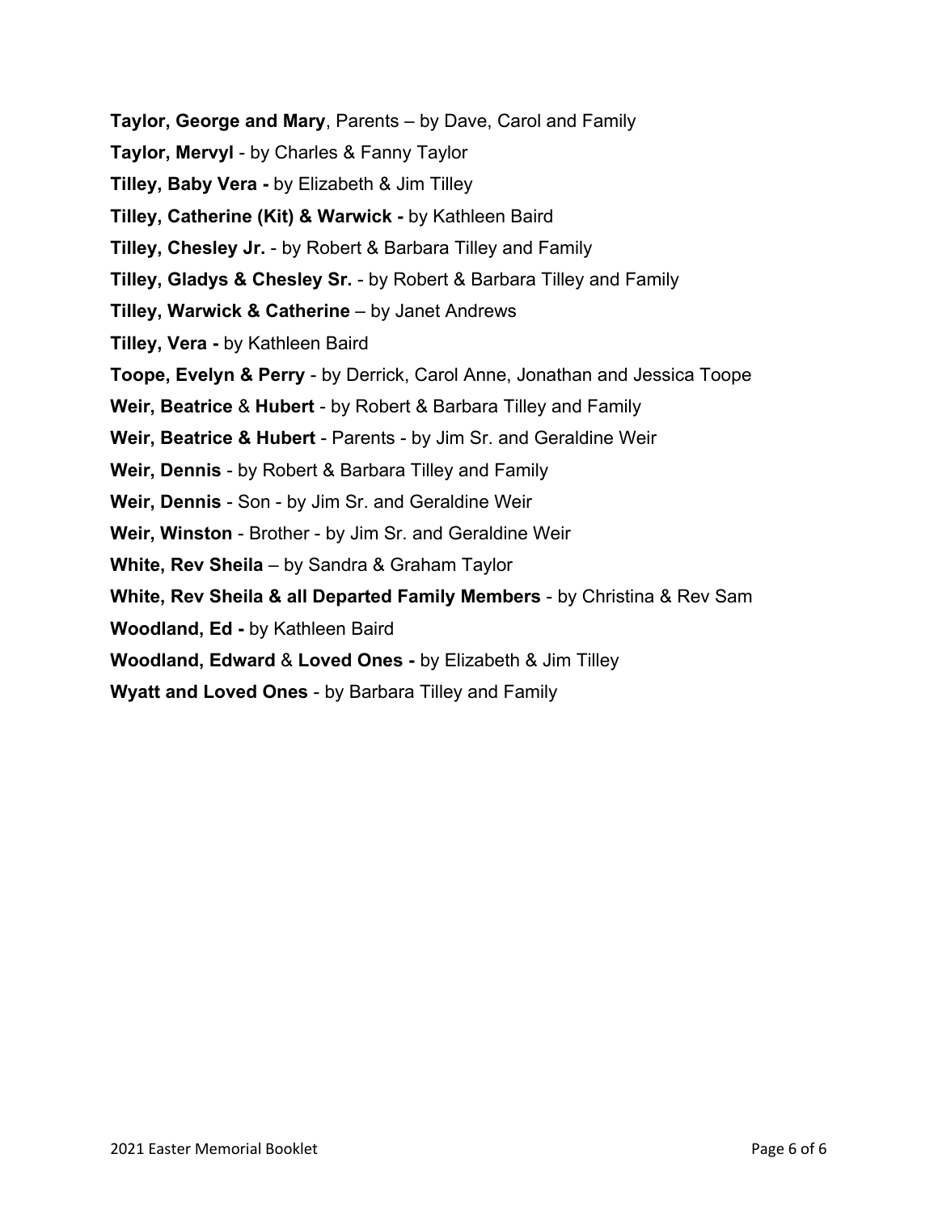**Taylor, George and Mary**, Parents – by Dave, Carol and Family

**Taylor, Mervyl** - by Charles & Fanny Taylor

**Tilley, Baby Vera -** by Elizabeth & Jim Tilley

**Tilley, Catherine (Kit) & Warwick -** by Kathleen Baird

**Tilley, Chesley Jr.** - by Robert & Barbara Tilley and Family

**Tilley, Gladys & Chesley Sr.** - by Robert & Barbara Tilley and Family

**Tilley, Warwick & Catherine** – by Janet Andrews

**Tilley, Vera -** by Kathleen Baird

**Toope, Evelyn & Perry** - by Derrick, Carol Anne, Jonathan and Jessica Toope

**Weir, Beatrice** & **Hubert** - by Robert & Barbara Tilley and Family

**Weir, Beatrice & Hubert** - Parents - by Jim Sr. and Geraldine Weir

**Weir, Dennis** - by Robert & Barbara Tilley and Family

**Weir, Dennis** - Son - by Jim Sr. and Geraldine Weir

**Weir, Winston** - Brother - by Jim Sr. and Geraldine Weir

**White, Rev Sheila** – by Sandra & Graham Taylor

**White, Rev Sheila & all Departed Family Members** - by Christina & Rev Sam

**Woodland, Ed -** by Kathleen Baird

**Woodland, Edward** & **Loved Ones -** by Elizabeth & Jim Tilley

**Wyatt and Loved Ones** - by Barbara Tilley and Family